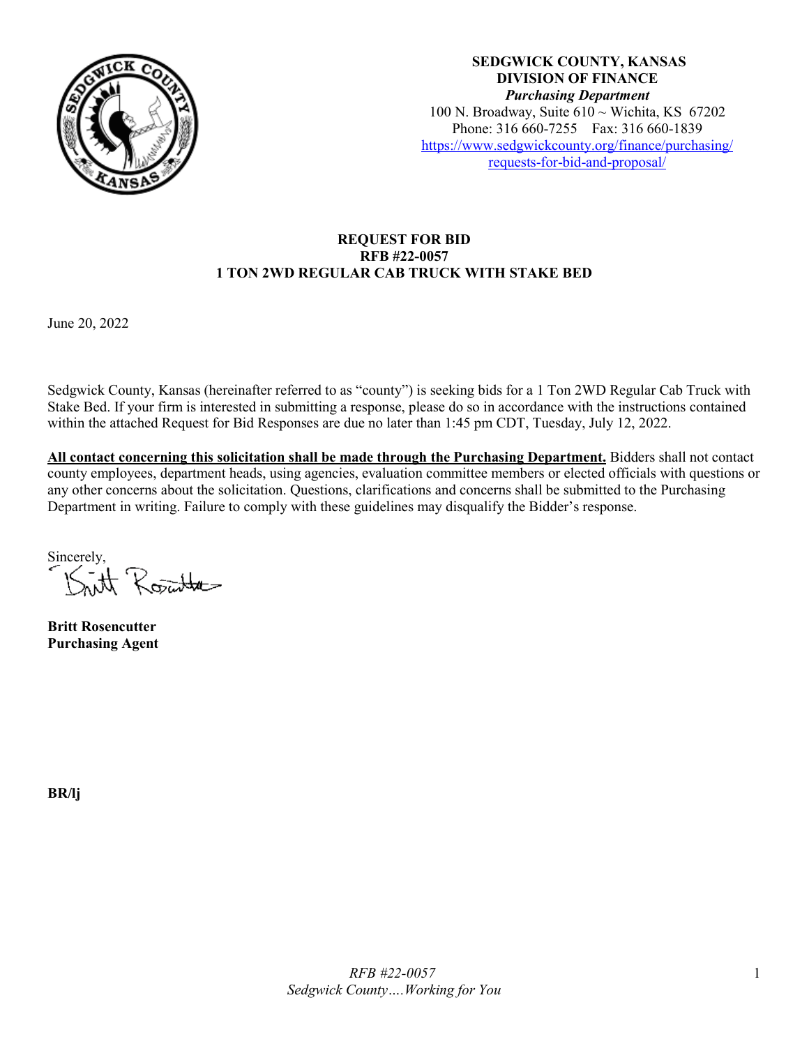**SEDGWICK COUNTY, KANSAS**
**DIVISION OF FINANCE**
***Purchasing Department***
100 N. Broadway, Suite 610 ~ Wichita, KS 67202
Phone: 316 660-7255 Fax: 316 660-1839
[https://www.sedgwickcounty.org/finance/purchasing/requests-for-bid-and-proposal/](https://www.sedgwickcounty.org/finance/purchasing/requests-for-bid-and-proposal/)

# REQUEST FOR BID
## RFB #22-0057
## 1 TON 2WD REGULAR CAB TRUCK WITH STAKE BED

June 20, 2022

Sedgwick County, Kansas (hereinafter referred to as "county") is seeking bids for a 1 Ton 2WD Regular Cab Truck with Stake Bed. If your firm is interested in submitting a response, please do so in accordance with the instructions contained within the attached Request for Bid Responses are due no later than 1:45 pm CDT, Tuesday, July 12, 2022.

**All contact concerning this solicitation shall be made through the Purchasing Department.** Bidders shall not contact county employees, department heads, using agencies, evaluation committee members or elected officials with questions or any other concerns about the solicitation. Questions, clarifications and concerns shall be submitted to the Purchasing Department in writing. Failure to comply with these guidelines may disqualify the Bidder's response.

Sincerely,

**Britt Rosencutter**
**Purchasing Agent**

**BR/lj**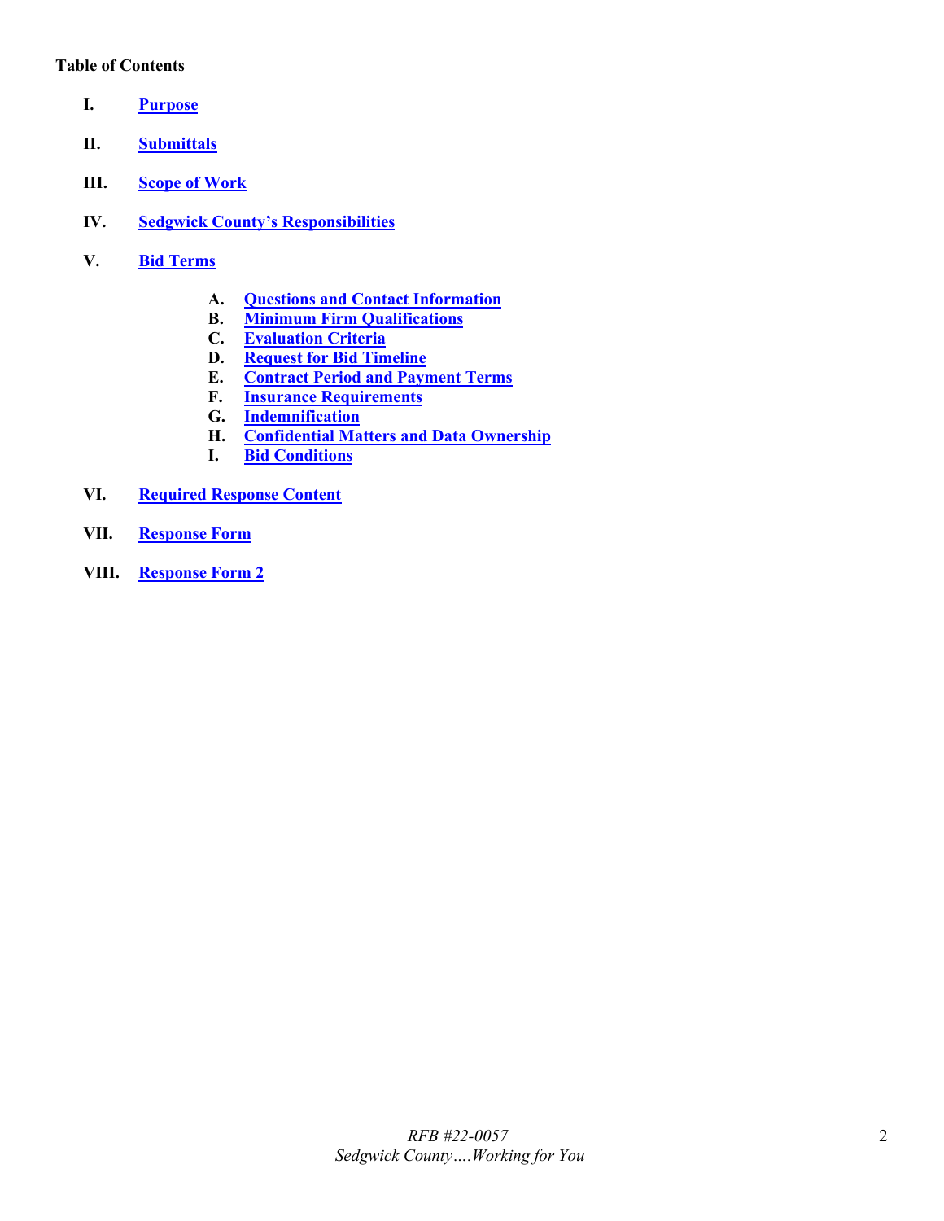**Table of Contents**

- **I.** **Purpose**
- **II.** **Submittals**
- **III.** **Scope of Work**
- **IV.** **Sedgwick County's Responsibilities**
- **V.** **Bid Terms**
  - **A.** **Questions and Contact Information**
  - **B.** **Minimum Firm Qualifications**
  - **C.** **Evaluation Criteria**
  - **D.** **Request for Bid Timeline**
  - **E.** **Contract Period and Payment Terms**
  - **F.** **Insurance Requirements**
  - **G.** **Indemnification**
  - **H.** **Confidential Matters and Data Ownership**
  - **I.** **Bid Conditions**
- **VI.** **Required Response Content**
- **VII.** **Response Form**
- **VIII.** **Response Form 2**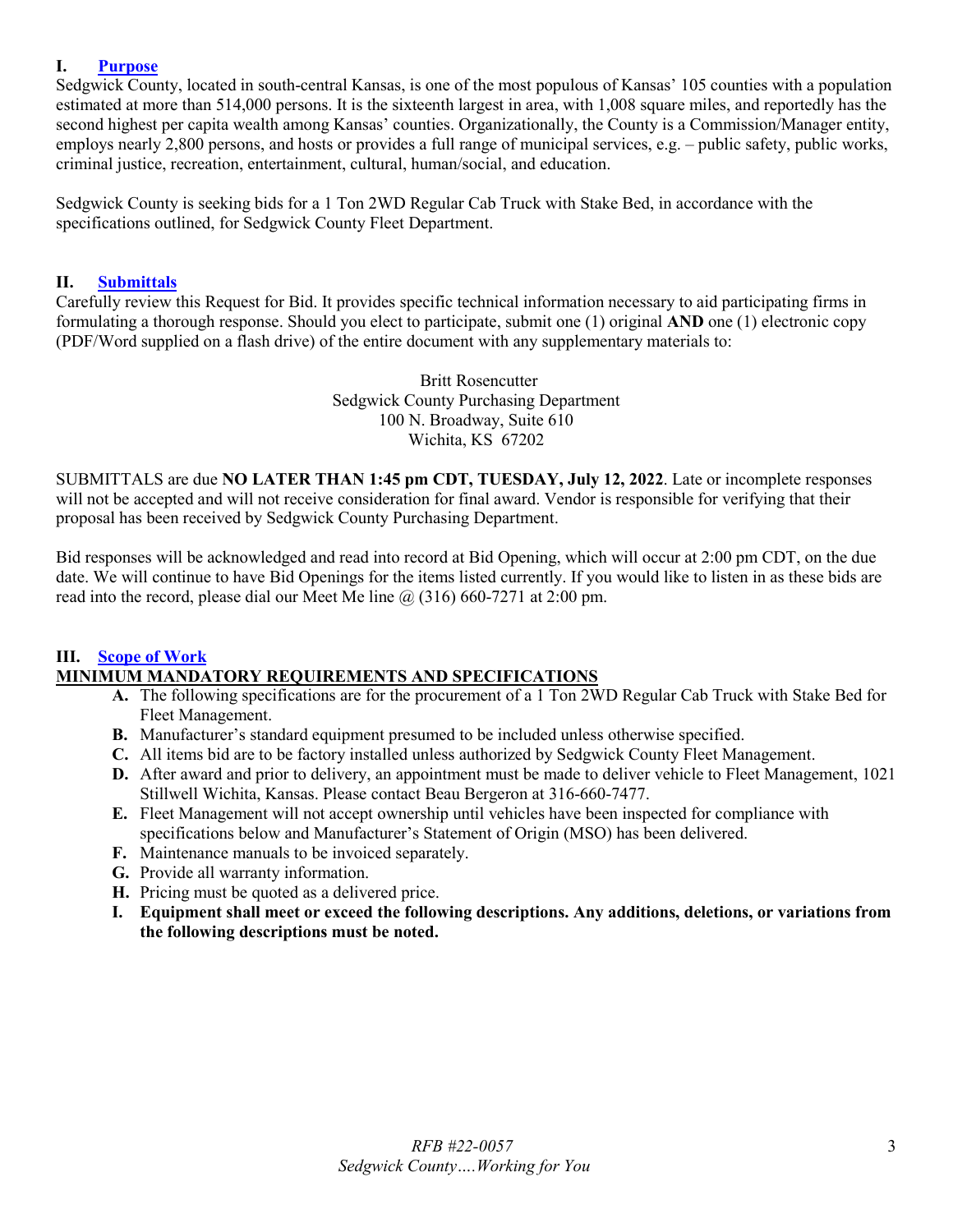## I. Purpose

Sedgwick County, located in south-central Kansas, is one of the most populous of Kansas' 105 counties with a population estimated at more than 514,000 persons. It is the sixteenth largest in area, with 1,008 square miles, and reportedly has the second highest per capita wealth among Kansas' counties. Organizationally, the County is a Commission/Manager entity, employs nearly 2,800 persons, and hosts or provides a full range of municipal services, e.g. – public safety, public works, criminal justice, recreation, entertainment, cultural, human/social, and education.

Sedgwick County is seeking bids for a 1 Ton 2WD Regular Cab Truck with Stake Bed, in accordance with the specifications outlined, for Sedgwick County Fleet Department.

## II. Submittals

Carefully review this Request for Bid. It provides specific technical information necessary to aid participating firms in formulating a thorough response. Should you elect to participate, submit one (1) original **AND** one (1) electronic copy (PDF/Word supplied on a flash drive) of the entire document with any supplementary materials to:

Britt Rosencutter
Sedgwick County Purchasing Department
100 N. Broadway, Suite 610
Wichita, KS 67202

SUBMITTALS are due **NO LATER THAN 1:45 pm CDT, TUESDAY, July 12, 2022**. Late or incomplete responses will not be accepted and will not receive consideration for final award. Vendor is responsible for verifying that their proposal has been received by Sedgwick County Purchasing Department.

Bid responses will be acknowledged and read into record at Bid Opening, which will occur at 2:00 pm CDT, on the due date. We will continue to have Bid Openings for the items listed currently. If you would like to listen in as these bids are read into the record, please dial our Meet Me line @ (316) 660-7271 at 2:00 pm.

## III. Scope of Work

**MINIMUM MANDATORY REQUIREMENTS AND SPECIFICATIONS**

- **A.** The following specifications are for the procurement of a 1 Ton 2WD Regular Cab Truck with Stake Bed for Fleet Management.
- **B.** Manufacturer's standard equipment presumed to be included unless otherwise specified.
- **C.** All items bid are to be factory installed unless authorized by Sedgwick County Fleet Management.
- **D.** After award and prior to delivery, an appointment must be made to deliver vehicle to Fleet Management, 1021 Stillwell Wichita, Kansas. Please contact Beau Bergeron at 316-660-7477.
- **E.** Fleet Management will not accept ownership until vehicles have been inspected for compliance with specifications below and Manufacturer's Statement of Origin (MSO) has been delivered.
- **F.** Maintenance manuals to be invoiced separately.
- **G.** Provide all warranty information.
- **H.** Pricing must be quoted as a delivered price.
- **I. Equipment shall meet or exceed the following descriptions. Any additions, deletions, or variations from the following descriptions must be noted.**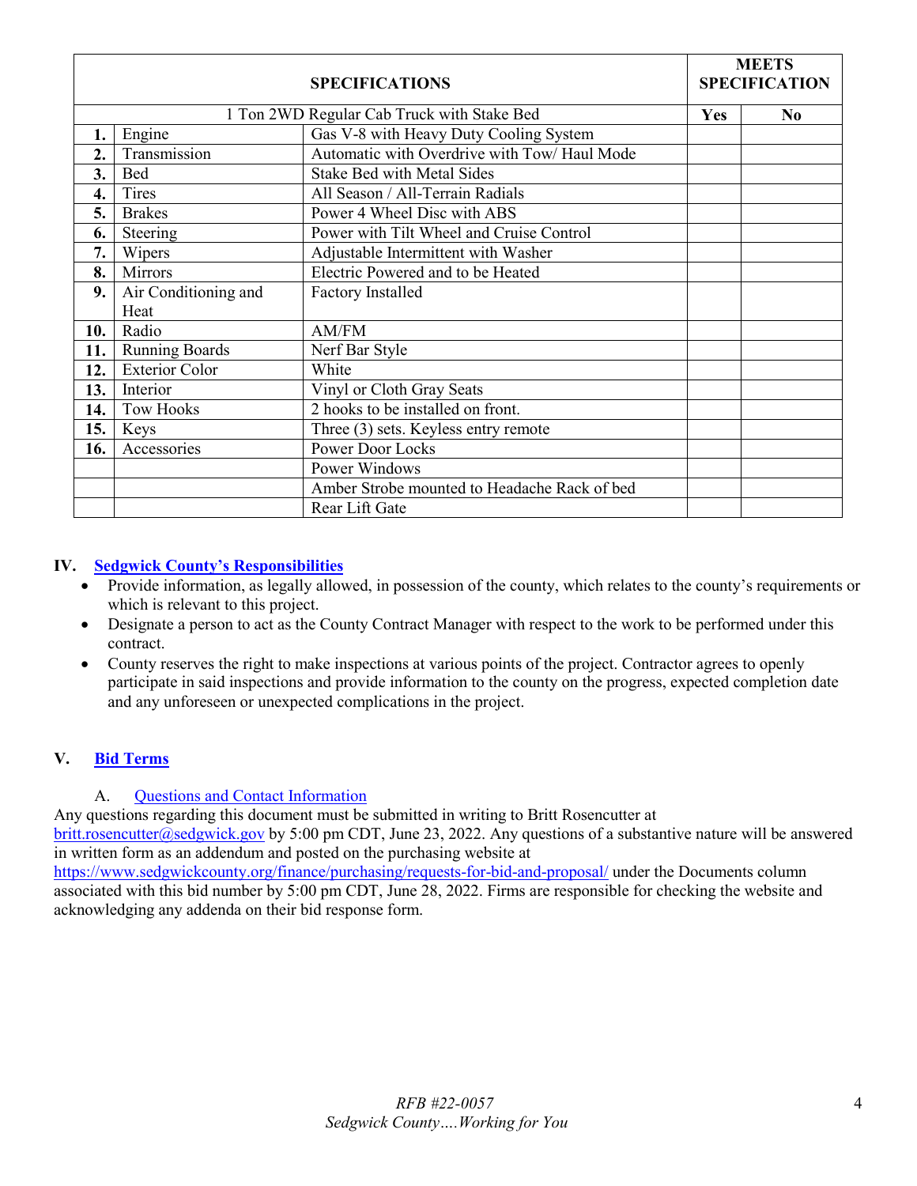| SPECIFICATIONS | | | MEETS SPECIFICATION | |
|---|---|---|---|---|
| 1 Ton 2WD Regular Cab Truck with Stake Bed | | | **Yes** | **No** |
| **1.** | Engine | Gas V-8 with Heavy Duty Cooling System | | |
| **2.** | Transmission | Automatic with Overdrive with Tow/ Haul Mode | | |
| **3.** | Bed | Stake Bed with Metal Sides | | |
| **4.** | Tires | All Season / All-Terrain Radials | | |
| **5.** | Brakes | Power 4 Wheel Disc with ABS | | |
| **6.** | Steering | Power with Tilt Wheel and Cruise Control | | |
| **7.** | Wipers | Adjustable Intermittent with Washer | | |
| **8.** | Mirrors | Electric Powered and to be Heated | | |
| **9.** | Air Conditioning and Heat | Factory Installed | | |
| **10.** | Radio | AM/FM | | |
| **11.** | Running Boards | Nerf Bar Style | | |
| **12.** | Exterior Color | White | | |
| **13.** | Interior | Vinyl or Cloth Gray Seats | | |
| **14.** | Tow Hooks | 2 hooks to be installed on front. | | |
| **15.** | Keys | Three (3) sets. Keyless entry remote | | |
| **16.** | Accessories | Power Door Locks | | |
| | | Power Windows | | |
| | | Amber Strobe mounted to Headache Rack of bed | | |
| | | Rear Lift Gate | | |

## IV. Sedgwick County's Responsibilities

- Provide information, as legally allowed, in possession of the county, which relates to the county's requirements or which is relevant to this project.
- Designate a person to act as the County Contract Manager with respect to the work to be performed under this contract.
- County reserves the right to make inspections at various points of the project. Contractor agrees to openly participate in said inspections and provide information to the county on the progress, expected completion date and any unforeseen or unexpected complications in the project.

## V. Bid Terms

### A. Questions and Contact Information

Any questions regarding this document must be submitted in writing to Britt Rosencutter at britt.rosencutter@sedgwick.gov by 5:00 pm CDT, June 23, 2022. Any questions of a substantive nature will be answered in written form as an addendum and posted on the purchasing website at https://www.sedgwickcounty.org/finance/purchasing/requests-for-bid-and-proposal/ under the Documents column associated with this bid number by 5:00 pm CDT, June 28, 2022. Firms are responsible for checking the website and acknowledging any addenda on their bid response form.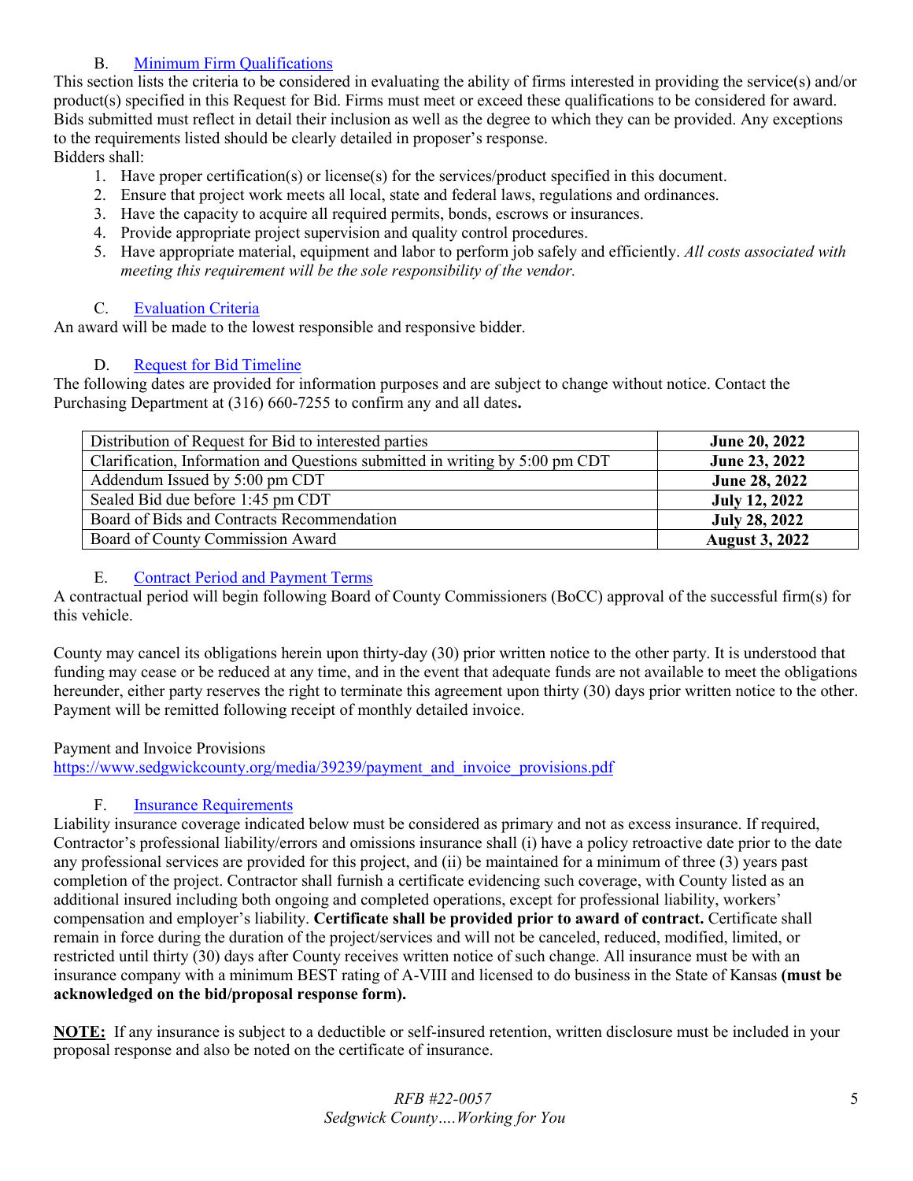### B. Minimum Firm Qualifications

This section lists the criteria to be considered in evaluating the ability of firms interested in providing the service(s) and/or product(s) specified in this Request for Bid. Firms must meet or exceed these qualifications to be considered for award. Bids submitted must reflect in detail their inclusion as well as the degree to which they can be provided. Any exceptions to the requirements listed should be clearly detailed in proposer's response.

Bidders shall:

1. Have proper certification(s) or license(s) for the services/product specified in this document.
2. Ensure that project work meets all local, state and federal laws, regulations and ordinances.
3. Have the capacity to acquire all required permits, bonds, escrows or insurances.
4. Provide appropriate project supervision and quality control procedures.
5. Have appropriate material, equipment and labor to perform job safely and efficiently. *All costs associated with meeting this requirement will be the sole responsibility of the vendor.*

### C. Evaluation Criteria

An award will be made to the lowest responsible and responsive bidder.

### D. Request for Bid Timeline

The following dates are provided for information purposes and are subject to change without notice. Contact the Purchasing Department at (316) 660-7255 to confirm any and all dates**.**

| | |
|---|---|
| Distribution of Request for Bid to interested parties | **June 20, 2022** |
| Clarification, Information and Questions submitted in writing by 5:00 pm CDT | **June 23, 2022** |
| Addendum Issued by 5:00 pm CDT | **June 28, 2022** |
| Sealed Bid due before 1:45 pm CDT | **July 12, 2022** |
| Board of Bids and Contracts Recommendation | **July 28, 2022** |
| Board of County Commission Award | **August 3, 2022** |

### E. Contract Period and Payment Terms

A contractual period will begin following Board of County Commissioners (BoCC) approval of the successful firm(s) for this vehicle.

County may cancel its obligations herein upon thirty-day (30) prior written notice to the other party. It is understood that funding may cease or be reduced at any time, and in the event that adequate funds are not available to meet the obligations hereunder, either party reserves the right to terminate this agreement upon thirty (30) days prior written notice to the other. Payment will be remitted following receipt of monthly detailed invoice.

Payment and Invoice Provisions
https://www.sedgwickcounty.org/media/39239/payment_and_invoice_provisions.pdf

### F. Insurance Requirements

Liability insurance coverage indicated below must be considered as primary and not as excess insurance. If required, Contractor's professional liability/errors and omissions insurance shall (i) have a policy retroactive date prior to the date any professional services are provided for this project, and (ii) be maintained for a minimum of three (3) years past completion of the project. Contractor shall furnish a certificate evidencing such coverage, with County listed as an additional insured including both ongoing and completed operations, except for professional liability, workers' compensation and employer's liability. **Certificate shall be provided prior to award of contract.** Certificate shall remain in force during the duration of the project/services and will not be canceled, reduced, modified, limited, or restricted until thirty (30) days after County receives written notice of such change. All insurance must be with an insurance company with a minimum BEST rating of A-VIII and licensed to do business in the State of Kansas **(must be acknowledged on the bid/proposal response form).**

**NOTE:** If any insurance is subject to a deductible or self-insured retention, written disclosure must be included in your proposal response and also be noted on the certificate of insurance.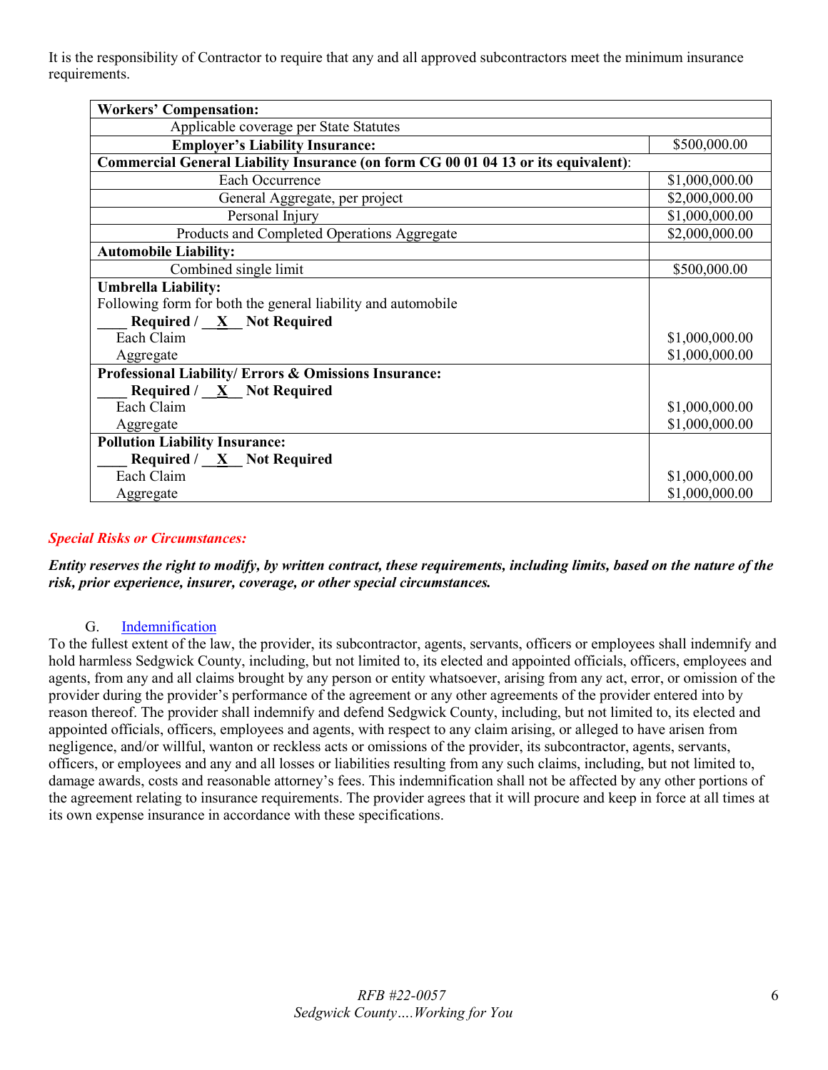It is the responsibility of Contractor to require that any and all approved subcontractors meet the minimum insurance requirements.

| **Workers' Compensation:** | |
|---|---|
| Applicable coverage per State Statutes | |
| **Employer's Liability Insurance:** | $500,000.00 |
| **Commercial General Liability Insurance (on form CG 00 01 04 13 or its equivalent)**: | |
| Each Occurrence | $1,000,000.00 |
| General Aggregate, per project | $2,000,000.00 |
| Personal Injury | $1,000,000.00 |
| Products and Completed Operations Aggregate | $2,000,000.00 |
| **Automobile Liability:** | |
| Combined single limit | $500,000.00 |
| **Umbrella Liability:** Following form for both the general liability and automobile **____ Required / __X__ Not Required** | |
| Each Claim | $1,000,000.00 |
| Aggregate | $1,000,000.00 |
| **Professional Liability/ Errors & Omissions Insurance:** **____ Required / __X__ Not Required** | |
| Each Claim | $1,000,000.00 |
| Aggregate | $1,000,000.00 |
| **Pollution Liability Insurance:** **____ Required / __X__ Not Required** | |
| Each Claim | $1,000,000.00 |
| Aggregate | $1,000,000.00 |

***Special Risks or Circumstances:***

***Entity reserves the right to modify, by written contract, these requirements, including limits, based on the nature of the risk, prior experience, insurer, coverage, or other special circumstances.***

G. Indemnification

To the fullest extent of the law, the provider, its subcontractor, agents, servants, officers or employees shall indemnify and hold harmless Sedgwick County, including, but not limited to, its elected and appointed officials, officers, employees and agents, from any and all claims brought by any person or entity whatsoever, arising from any act, error, or omission of the provider during the provider's performance of the agreement or any other agreements of the provider entered into by reason thereof. The provider shall indemnify and defend Sedgwick County, including, but not limited to, its elected and appointed officials, officers, employees and agents, with respect to any claim arising, or alleged to have arisen from negligence, and/or willful, wanton or reckless acts or omissions of the provider, its subcontractor, agents, servants, officers, or employees and any and all losses or liabilities resulting from any such claims, including, but not limited to, damage awards, costs and reasonable attorney's fees. This indemnification shall not be affected by any other portions of the agreement relating to insurance requirements. The provider agrees that it will procure and keep in force at all times at its own expense insurance in accordance with these specifications.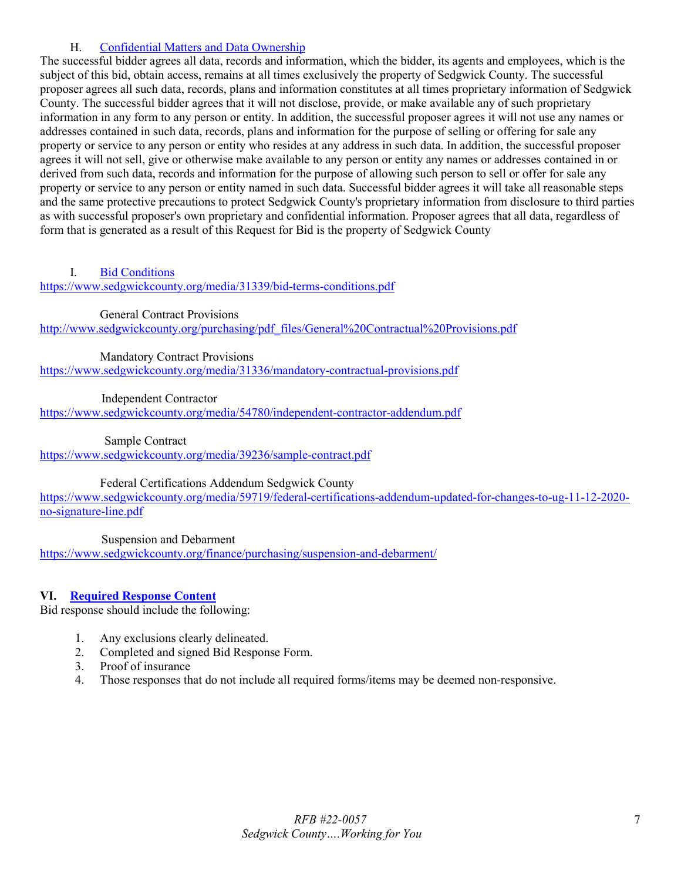### H. Confidential Matters and Data Ownership

The successful bidder agrees all data, records and information, which the bidder, its agents and employees, which is the subject of this bid, obtain access, remains at all times exclusively the property of Sedgwick County. The successful proposer agrees all such data, records, plans and information constitutes at all times proprietary information of Sedgwick County. The successful bidder agrees that it will not disclose, provide, or make available any of such proprietary information in any form to any person or entity. In addition, the successful proposer agrees it will not use any names or addresses contained in such data, records, plans and information for the purpose of selling or offering for sale any property or service to any person or entity who resides at any address in such data. In addition, the successful proposer agrees it will not sell, give or otherwise make available to any person or entity any names or addresses contained in or derived from such data, records and information for the purpose of allowing such person to sell or offer for sale any property or service to any person or entity named in such data. Successful bidder agrees it will take all reasonable steps and the same protective precautions to protect Sedgwick County's proprietary information from disclosure to third parties as with successful proposer's own proprietary and confidential information. Proposer agrees that all data, regardless of form that is generated as a result of this Request for Bid is the property of Sedgwick County

### I. Bid Conditions

https://www.sedgwickcounty.org/media/31339/bid-terms-conditions.pdf

General Contract Provisions
http://www.sedgwickcounty.org/purchasing/pdf_files/General%20Contractual%20Provisions.pdf

Mandatory Contract Provisions
https://www.sedgwickcounty.org/media/31336/mandatory-contractual-provisions.pdf

Independent Contractor
https://www.sedgwickcounty.org/media/54780/independent-contractor-addendum.pdf

Sample Contract
https://www.sedgwickcounty.org/media/39236/sample-contract.pdf

Federal Certifications Addendum Sedgwick County
https://www.sedgwickcounty.org/media/59719/federal-certifications-addendum-updated-for-changes-to-ug-11-12-2020-no-signature-line.pdf

Suspension and Debarment
https://www.sedgwickcounty.org/finance/purchasing/suspension-and-debarment/

## VI. Required Response Content

Bid response should include the following:

1. Any exclusions clearly delineated.
2. Completed and signed Bid Response Form.
3. Proof of insurance
4. Those responses that do not include all required forms/items may be deemed non-responsive.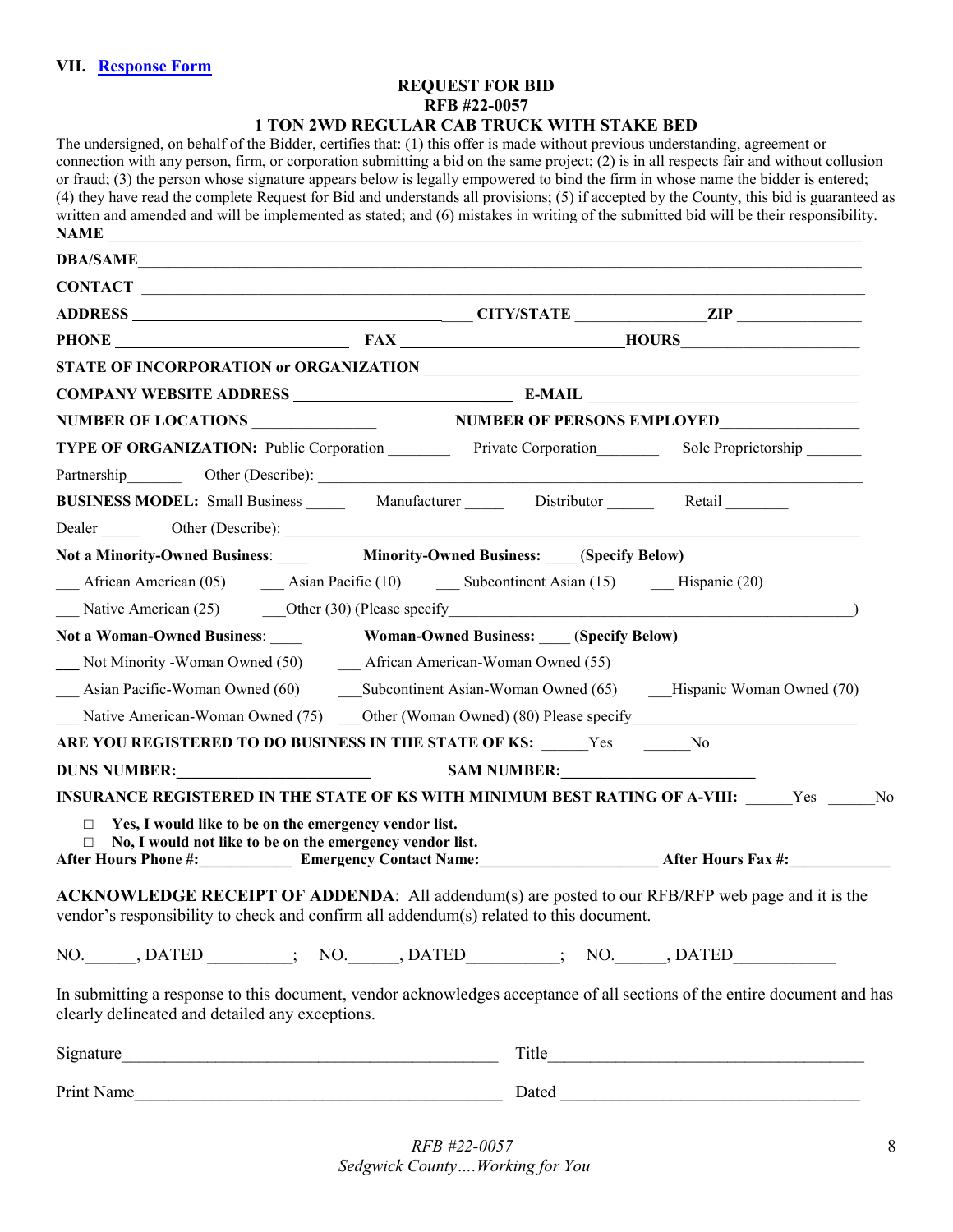## VII. Response Form

**REQUEST FOR BID**
**RFB #22-0057**
**1 TON 2WD REGULAR CAB TRUCK WITH STAKE BED**

The undersigned, on behalf of the Bidder, certifies that: (1) this offer is made without previous understanding, agreement or connection with any person, firm, or corporation submitting a bid on the same project; (2) is in all respects fair and without collusion or fraud; (3) the person whose signature appears below is legally empowered to bind the firm in whose name the bidder is entered; (4) they have read the complete Request for Bid and understands all provisions; (5) if accepted by the County, this bid is guaranteed as written and amended and will be implemented as stated; and (6) mistakes in writing of the submitted bid will be their responsibility.

**NAME** ______________________________________________

**DBA/SAME** ______________________________________________

**CONTACT** ______________________________________________

**ADDRESS** ________________________ **CITY/STATE** ______________ **ZIP** ______________

**PHONE** ____________________ **FAX** ____________________ **HOURS** ____________________

**STATE OF INCORPORATION or ORGANIZATION** ______________________________________________

**COMPANY WEBSITE ADDRESS** ____________________ **E-MAIL** ____________________

**NUMBER OF LOCATIONS** ______________ **NUMBER OF PERSONS EMPLOYED** ______________

**TYPE OF ORGANIZATION:** Public Corporation ________ Private Corporation________ Sole Proprietorship _______

Partnership_______ Other (Describe): ______________________________________________

**BUSINESS MODEL:** Small Business _____ Manufacturer _____ Distributor ______ Retail ________

Dealer _____ Other (Describe): ______________________________________________

**Not a Minority-Owned Business**: ____ **Minority-Owned Business:** ____ **(Specify Below)**

___ African American (05) ___ Asian Pacific (10) ___ Subcontinent Asian (15) ___ Hispanic (20)

___ Native American (25) ___Other (30) (Please specify______________________________________________)

**Not a Woman-Owned Business**: ____ **Woman-Owned Business:** ____ **(Specify Below)**

___ Not Minority -Woman Owned (50) ___ African American-Woman Owned (55)

___ Asian Pacific-Woman Owned (60) ___Subcontinent Asian-Woman Owned (65) ___Hispanic Woman Owned (70)

___ Native American-Woman Owned (75) ___Other (Woman Owned) (80) Please specify____________________________

**ARE YOU REGISTERED TO DO BUSINESS IN THE STATE OF KS:** ______Yes ______No

**DUNS NUMBER:**________________________ **SAM NUMBER:**________________________

**INSURANCE REGISTERED IN THE STATE OF KS WITH MINIMUM BEST RATING OF A-VIII:** ______Yes ______No

- ☐ **Yes, I would like to be on the emergency vendor list.**
- ☐ **No, I would not like to be on the emergency vendor list.**

**After Hours Phone #:**____________ **Emergency Contact Name:**______________________ **After Hours Fax #:**____________

**ACKNOWLEDGE RECEIPT OF ADDENDA**: All addendum(s) are posted to our RFB/RFP web page and it is the vendor's responsibility to check and confirm all addendum(s) related to this document.

NO.______, DATED __________; NO.______, DATED__________; NO.______, DATED____________

In submitting a response to this document, vendor acknowledges acceptance of all sections of the entire document and has clearly delineated and detailed any exceptions.

Signature______________________________________ Title______________________________________

Print Name______________________________________ Dated ______________________________________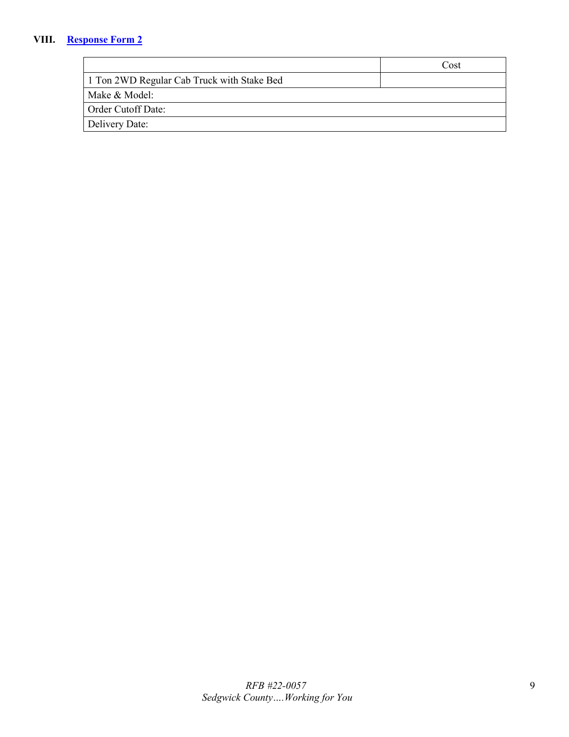## VIII. Response Form 2

| | Cost |
|---|---|
| 1 Ton 2WD Regular Cab Truck with Stake Bed | |
| Make & Model: | |
| Order Cutoff Date: | |
| Delivery Date: | |